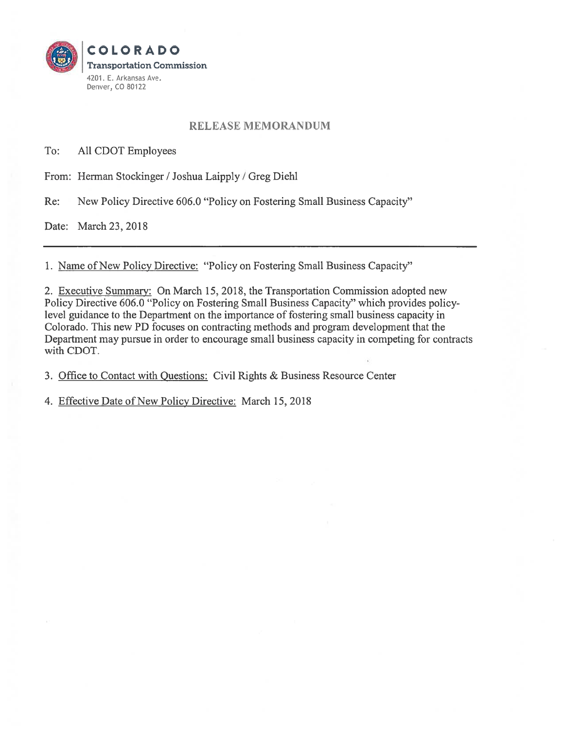**COLORADO**
**Transportation Commission**
4201. E. Arkansas Ave.
Denver, CO 80122

## RELEASE MEMORANDUM

To: All CDOT Employees

From: Herman Stockinger / Joshua Laipply / Greg Diehl

Re: New Policy Directive 606.0 "Policy on Fostering Small Business Capacity"

Date: March 23, 2018

---

1. Name of New Policy Directive: "Policy on Fostering Small Business Capacity"

2. Executive Summary: On March 15, 2018, the Transportation Commission adopted new Policy Directive 606.0 "Policy on Fostering Small Business Capacity" which provides policy-level guidance to the Department on the importance of fostering small business capacity in Colorado. This new PD focuses on contracting methods and program development that the Department may pursue in order to encourage small business capacity in competing for contracts with CDOT.

3. Office to Contact with Questions: Civil Rights & Business Resource Center

4. Effective Date of New Policy Directive: March 15, 2018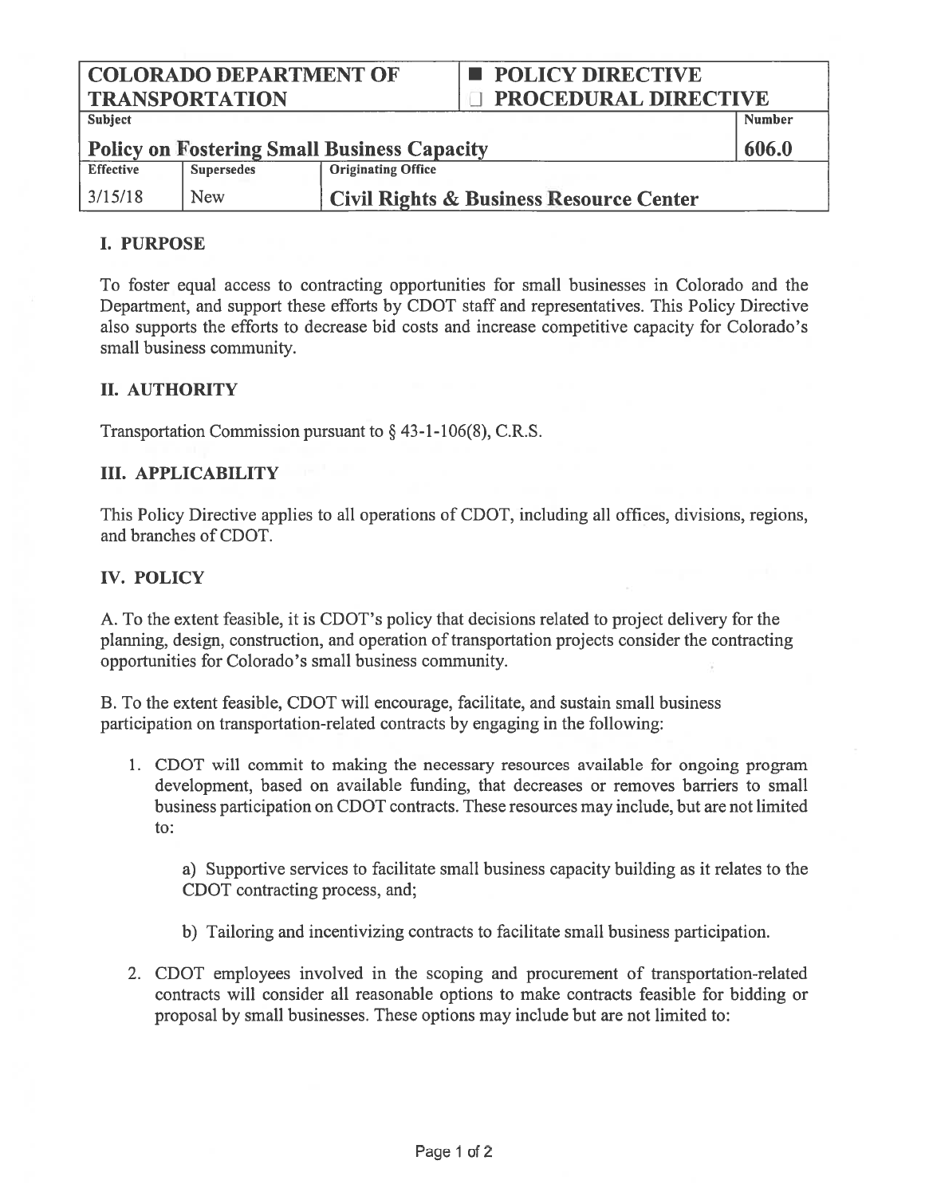| COLORADO DEPARTMENT OF TRANSPORTATION | | ■ POLICY DIRECTIVE ☐ PROCEDURAL DIRECTIVE | |
|---|---|---|---|
| **Subject** | | | **Number** |
| **Policy on Fostering Small Business Capacity** | | | **606.0** |
| **Effective** | **Supersedes** | **Originating Office** | |
| 3/15/18 | New | **Civil Rights & Business Resource Center** | |

## I. PURPOSE

To foster equal access to contracting opportunities for small businesses in Colorado and the Department, and support these efforts by CDOT staff and representatives. This Policy Directive also supports the efforts to decrease bid costs and increase competitive capacity for Colorado's small business community.

## II. AUTHORITY

Transportation Commission pursuant to § 43-1-106(8), C.R.S.

## III. APPLICABILITY

This Policy Directive applies to all operations of CDOT, including all offices, divisions, regions, and branches of CDOT.

## IV. POLICY

A. To the extent feasible, it is CDOT's policy that decisions related to project delivery for the planning, design, construction, and operation of transportation projects consider the contracting opportunities for Colorado's small business community.

B. To the extent feasible, CDOT will encourage, facilitate, and sustain small business participation on transportation-related contracts by engaging in the following:

1. CDOT will commit to making the necessary resources available for ongoing program development, based on available funding, that decreases or removes barriers to small business participation on CDOT contracts. These resources may include, but are not limited to:

   a) Supportive services to facilitate small business capacity building as it relates to the CDOT contracting process, and;

   b) Tailoring and incentivizing contracts to facilitate small business participation.

2. CDOT employees involved in the scoping and procurement of transportation-related contracts will consider all reasonable options to make contracts feasible for bidding or proposal by small businesses. These options may include but are not limited to: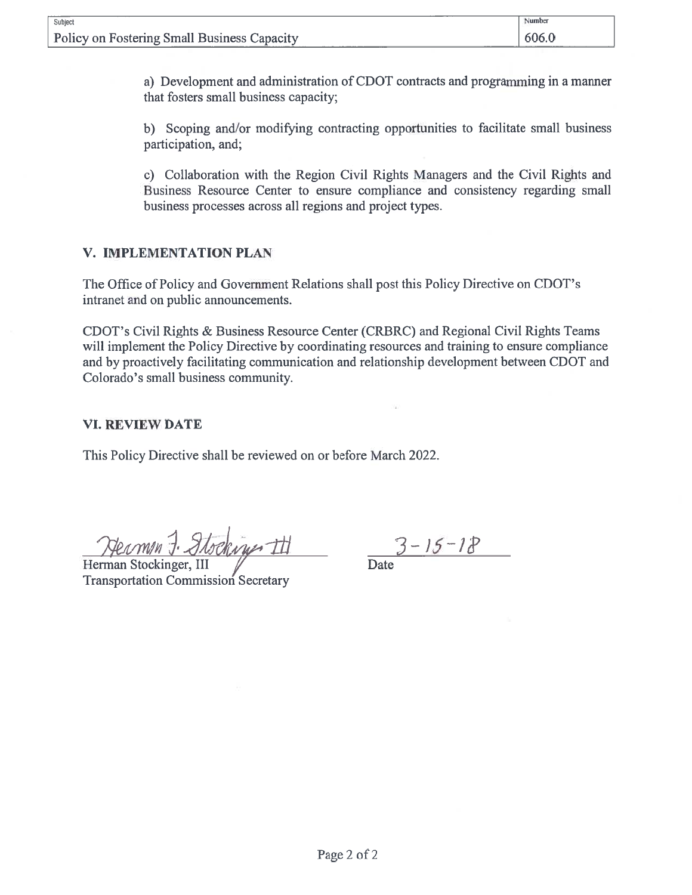a) Development and administration of CDOT contracts and programming in a manner that fosters small business capacity;

b) Scoping and/or modifying contracting opportunities to facilitate small business participation, and;

c) Collaboration with the Region Civil Rights Managers and the Civil Rights and Business Resource Center to ensure compliance and consistency regarding small business processes across all regions and project types.

## V. IMPLEMENTATION PLAN

The Office of Policy and Government Relations shall post this Policy Directive on CDOT's intranet and on public announcements.

CDOT's Civil Rights & Business Resource Center (CRBRC) and Regional Civil Rights Teams will implement the Policy Directive by coordinating resources and training to ensure compliance and by proactively facilitating communication and relationship development between CDOT and Colorado's small business community.

## VI. REVIEW DATE

This Policy Directive shall be reviewed on or before March 2022.

Herman J. Stockinger III

Herman Stockinger, III
Transportation Commission Secretary

3-15-18

Date